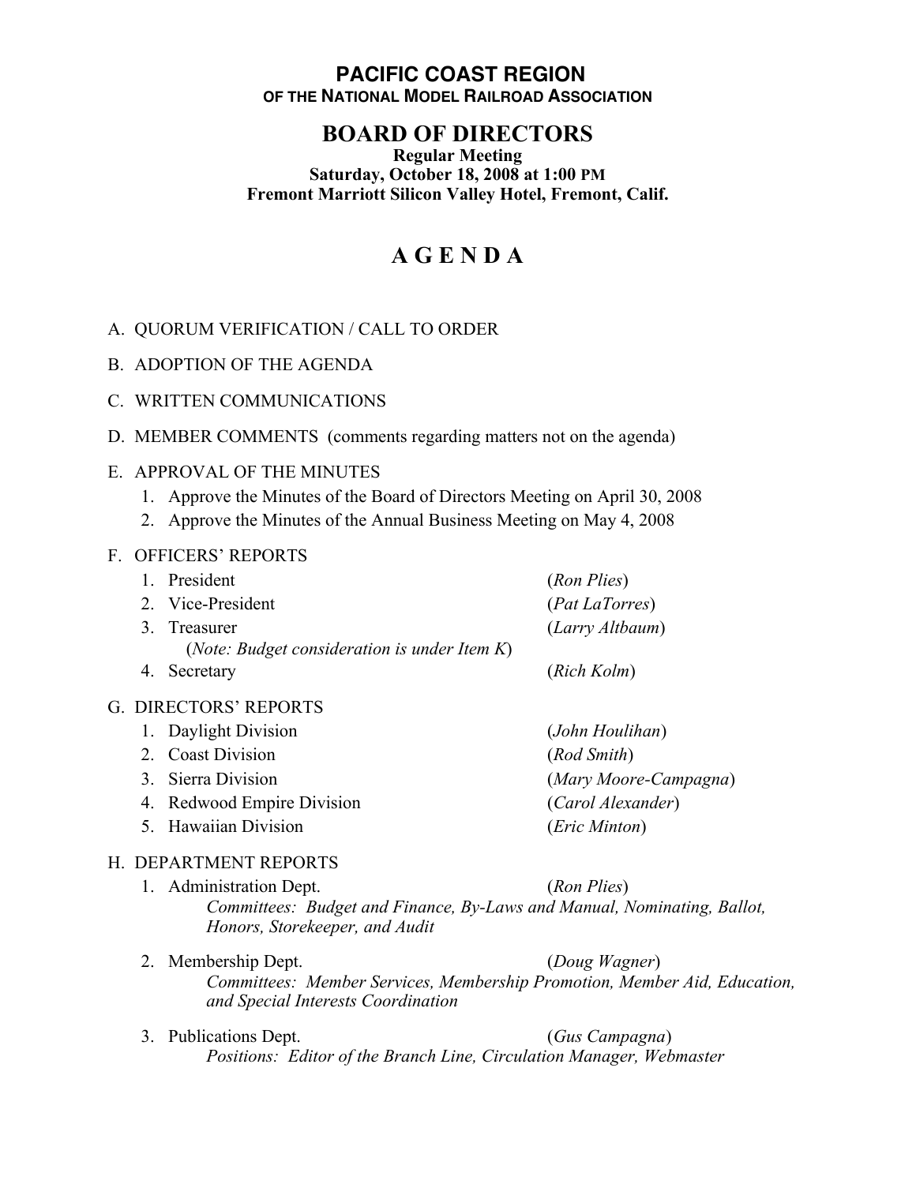# PACIFIC COAST REGION

**OF THE NATIONAL MODEL RAILROAD ASSOCIATION**

## BOARD OF DIRECTORS

**Regular Meeting**
**Saturday, October 18, 2008 at 1:00 PM**
**Fremont Marriott Silicon Valley Hotel, Fremont, Calif.**

# A G E N D A

A. QUORUM VERIFICATION / CALL TO ORDER

B. ADOPTION OF THE AGENDA

C. WRITTEN COMMUNICATIONS

D. MEMBER COMMENTS (comments regarding matters not on the agenda)

E. APPROVAL OF THE MINUTES

1. Approve the Minutes of the Board of Directors Meeting on April 30, 2008
2. Approve the Minutes of the Annual Business Meeting on May 4, 2008

F. OFFICERS' REPORTS

1. President (*Ron Plies*)
2. Vice-President (*Pat LaTorres*)
3. Treasurer (*Larry Altbaum*)
   (*Note: Budget consideration is under Item K*)
4. Secretary (*Rich Kolm*)

G. DIRECTORS' REPORTS

1. Daylight Division (*John Houlihan*)
2. Coast Division (*Rod Smith*)
3. Sierra Division (*Mary Moore-Campagna*)
4. Redwood Empire Division (*Carol Alexander*)
5. Hawaiian Division (*Eric Minton*)

H. DEPARTMENT REPORTS

1. Administration Dept. (*Ron Plies*)
   *Committees: Budget and Finance, By-Laws and Manual, Nominating, Ballot, Honors, Storekeeper, and Audit*

2. Membership Dept. (*Doug Wagner*)
   *Committees: Member Services, Membership Promotion, Member Aid, Education, and Special Interests Coordination*

3. Publications Dept. (*Gus Campagna*)
   *Positions: Editor of the Branch Line, Circulation Manager, Webmaster*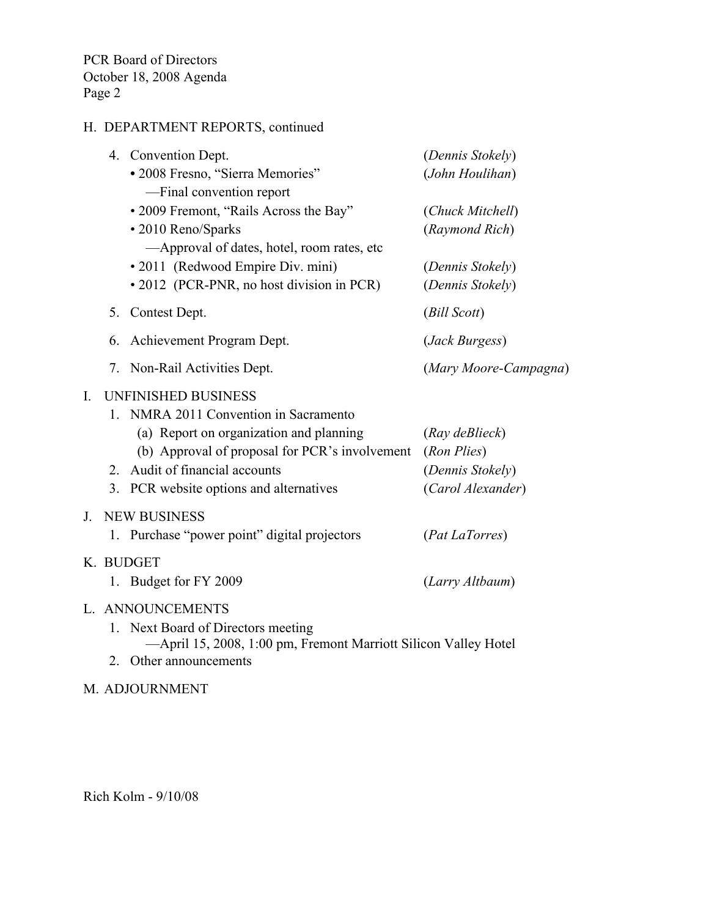## H. DEPARTMENT REPORTS, continued

4. Convention Dept. (*Dennis Stokely*)
   - 2008 Fresno, "Sierra Memories" (*John Houlihan*)
     —Final convention report
   - 2009 Fremont, "Rails Across the Bay" (*Chuck Mitchell*)
   - 2010 Reno/Sparks (*Raymond Rich*)
     —Approval of dates, hotel, room rates, etc
   - 2011 (Redwood Empire Div. mini) (*Dennis Stokely*)
   - 2012 (PCR-PNR, no host division in PCR) (*Dennis Stokely*)
5. Contest Dept. (*Bill Scott*)
6. Achievement Program Dept. (*Jack Burgess*)
7. Non-Rail Activities Dept. (*Mary Moore-Campagna*)

## I. UNFINISHED BUSINESS

1. NMRA 2011 Convention in Sacramento
   - (a) Report on organization and planning (*Ray deBlieck*)
   - (b) Approval of proposal for PCR's involvement (*Ron Plies*)
2. Audit of financial accounts (*Dennis Stokely*)
3. PCR website options and alternatives (*Carol Alexander*)

## J. NEW BUSINESS

1. Purchase "power point" digital projectors (*Pat LaTorres*)

## K. BUDGET

1. Budget for FY 2009 (*Larry Altbaum*)

## L. ANNOUNCEMENTS

1. Next Board of Directors meeting
   —April 15, 2008, 1:00 pm, Fremont Marriott Silicon Valley Hotel
2. Other announcements

## M. ADJOURNMENT

Rich Kolm - 9/10/08